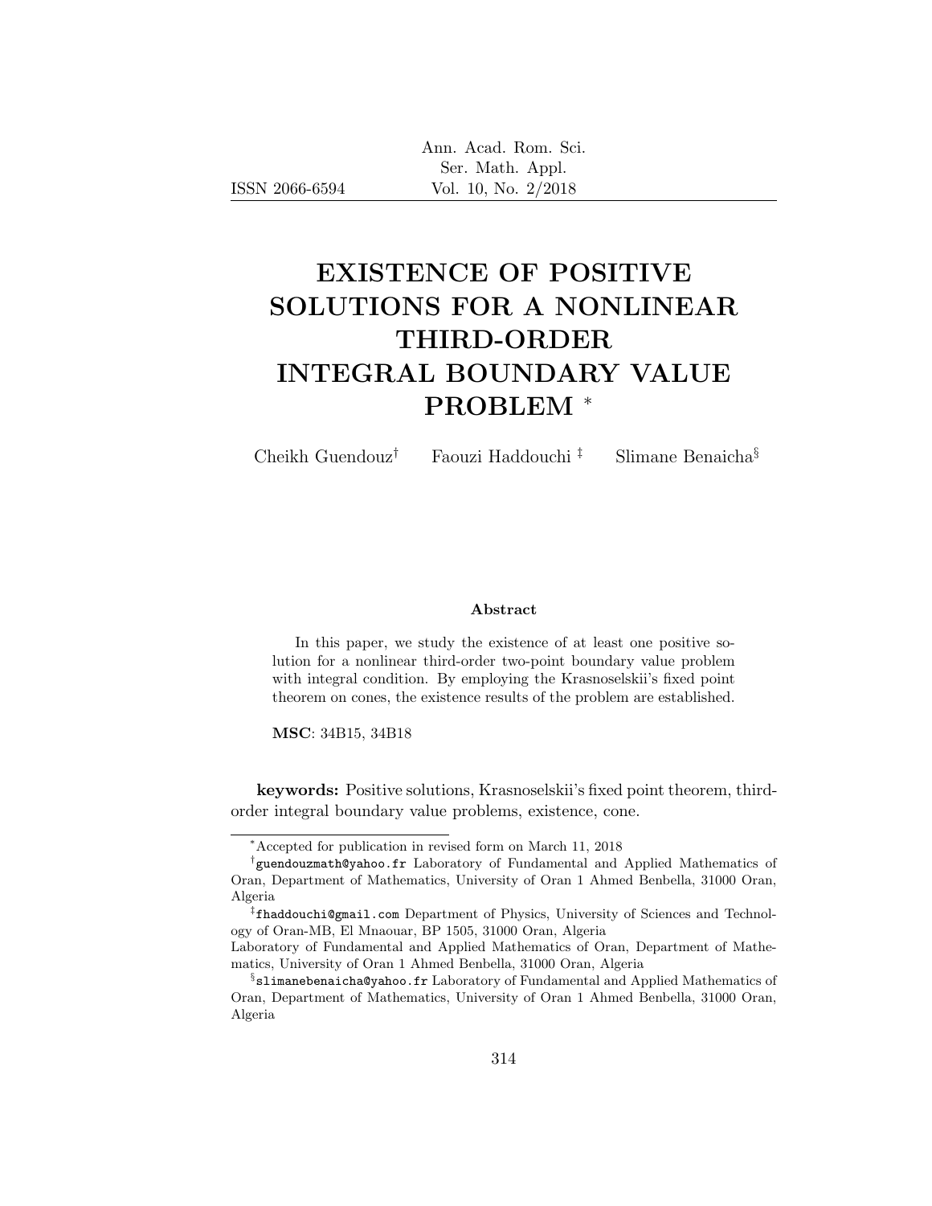# EXISTENCE OF POSITIVE SOLUTIONS FOR A NONLINEAR THIRD-ORDER INTEGRAL BOUNDARY VALUE PROBLEM [*]

Cheikh Guendouz[†] Faouzi Haddouchi [‡] Slimane Benaicha[§]

**Abstract**

In this paper, we study the existence of at least one positive solution for a nonlinear third-order two-point boundary value problem with integral condition. By employing the Krasnoselskii's fixed point theorem on cones, the existence results of the problem are established.

**MSC**: 34B15, 34B18

**keywords:** Positive solutions, Krasnoselskii's fixed point theorem, third-order integral boundary value problems, existence, cone.

---

[*] Accepted for publication in revised form on March 11, 2018

[†] guendouzmath@yahoo.fr Laboratory of Fundamental and Applied Mathematics of Oran, Department of Mathematics, University of Oran 1 Ahmed Benbella, 31000 Oran, Algeria

[‡] fhaddouchi@gmail.com Department of Physics, University of Sciences and Technology of Oran-MB, El Mnaouar, BP 1505, 31000 Oran, Algeria
Laboratory of Fundamental and Applied Mathematics of Oran, Department of Mathematics, University of Oran 1 Ahmed Benbella, 31000 Oran, Algeria

[§] slimanebenaicha@yahoo.fr Laboratory of Fundamental and Applied Mathematics of Oran, Department of Mathematics, University of Oran 1 Ahmed Benbella, 31000 Oran, Algeria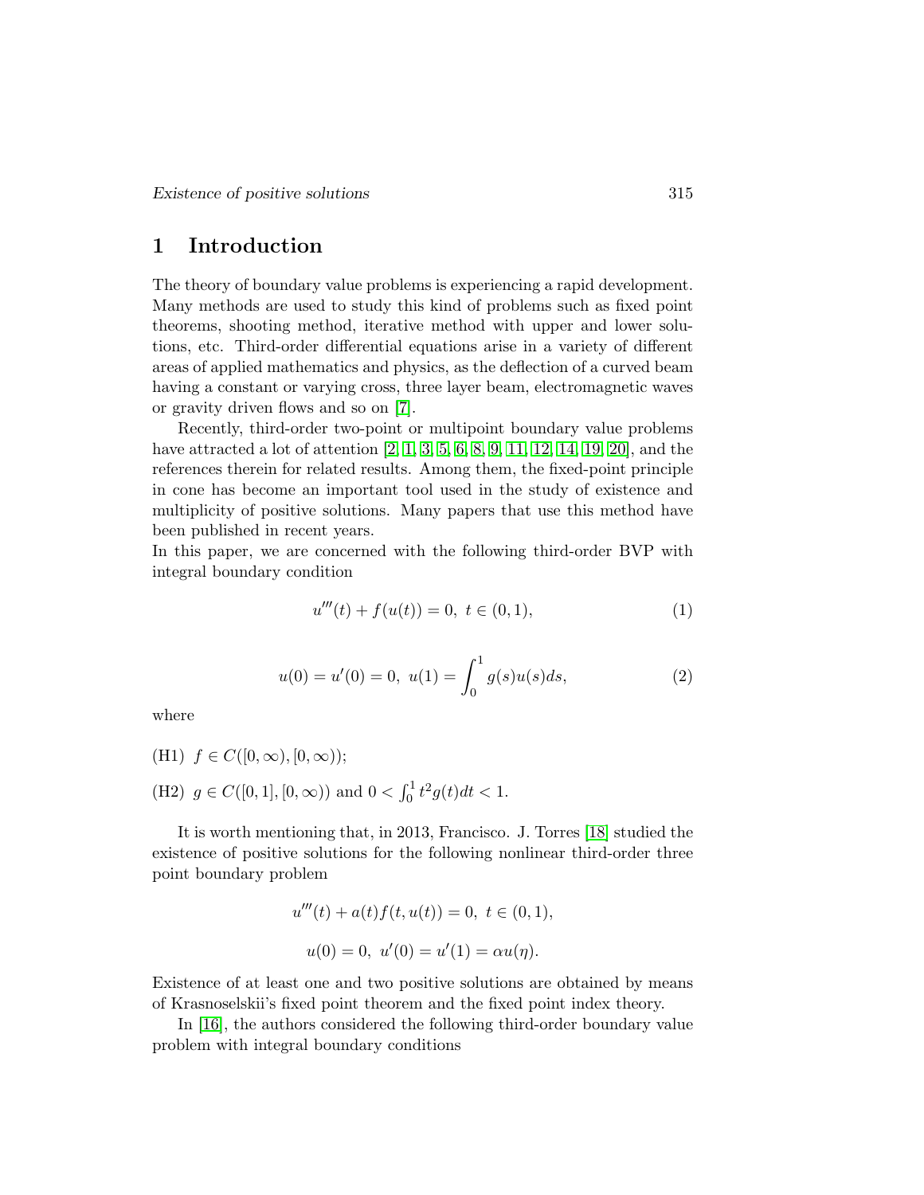## 1 Introduction

The theory of boundary value problems is experiencing a rapid development. Many methods are used to study this kind of problems such as fixed point theorems, shooting method, iterative method with upper and lower solutions, etc. Third-order differential equations arise in a variety of different areas of applied mathematics and physics, as the deflection of a curved beam having a constant or varying cross, three layer beam, electromagnetic waves or gravity driven flows and so on [7].

Recently, third-order two-point or multipoint boundary value problems have attracted a lot of attention [2, 1, 3, 5, 6, 8, 9, 11, 12, 14, 19, 20], and the references therein for related results. Among them, the fixed-point principle in cone has become an important tool used in the study of existence and multiplicity of positive solutions. Many papers that use this method have been published in recent years.

In this paper, we are concerned with the following third-order BVP with integral boundary condition

$$u'''(t) + f(u(t)) = 0,\ t \in (0, 1), \tag{1}$$

$$u(0) = u'(0) = 0,\ u(1) = \int_0^1 g(s)u(s)ds, \tag{2}$$

where

(H1) $f \in C([0, \infty), [0, \infty))$;

(H2) $g \in C([0, 1], [0, \infty))$ and $0 < \int_0^1 t^2 g(t)dt < 1$.

It is worth mentioning that, in 2013, Francisco. J. Torres [18] studied the existence of positive solutions for the following nonlinear third-order three point boundary problem

$$u'''(t) + a(t)f(t, u(t)) = 0,\ t \in (0, 1),$$

$$u(0) = 0,\ u'(0) = u'(1) = \alpha u(\eta).$$

Existence of at least one and two positive solutions are obtained by means of Krasnoselskii's fixed point theorem and the fixed point index theory.

In [16], the authors considered the following third-order boundary value problem with integral boundary conditions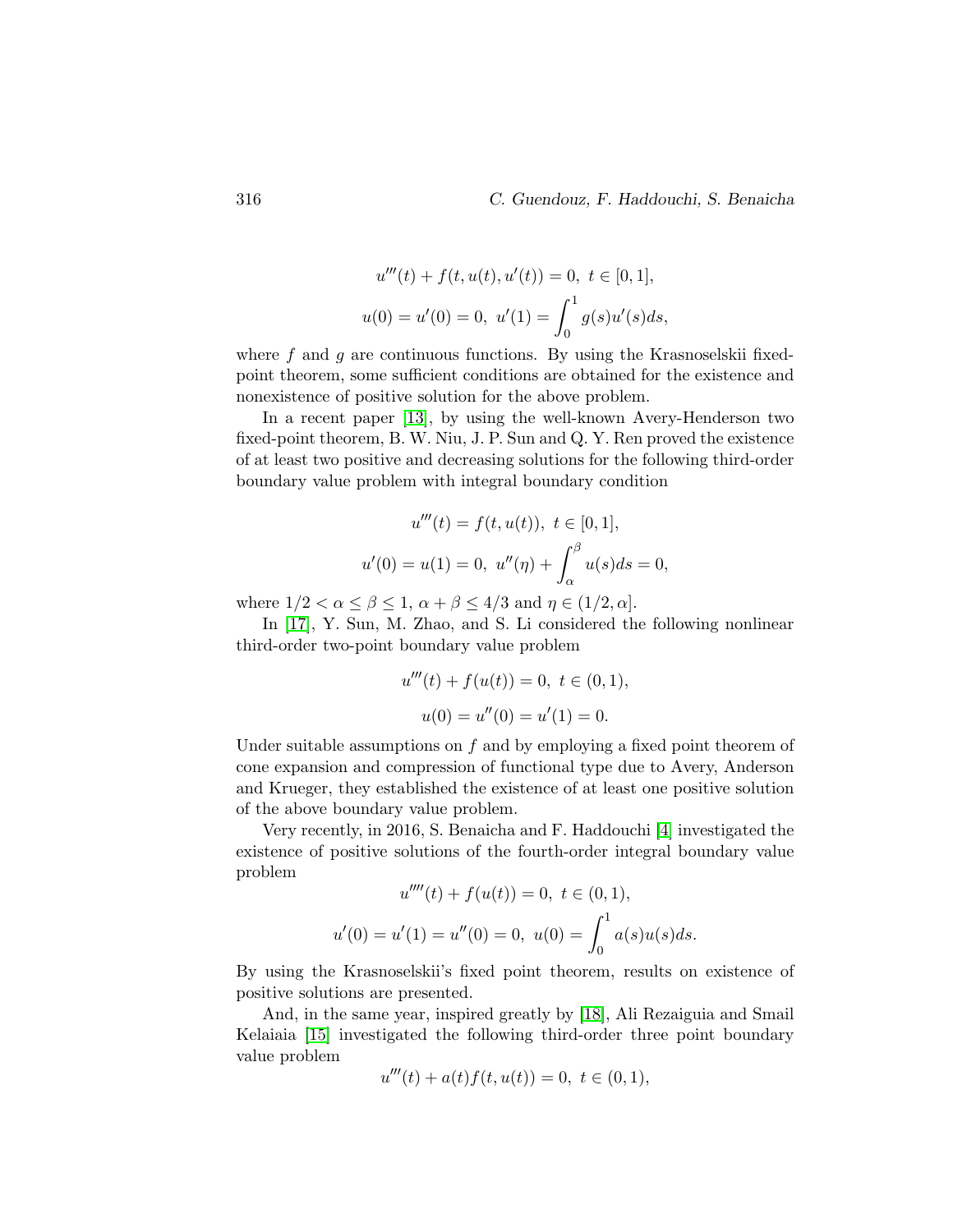$$u'''(t) + f(t, u(t), u'(t)) = 0,\ t \in [0, 1],$$
$$u(0) = u'(0) = 0,\ u'(1) = \int_0^1 g(s)u'(s)ds,$$

where $f$ and $g$ are continuous functions. By using the Krasnoselskii fixed-point theorem, some sufficient conditions are obtained for the existence and nonexistence of positive solution for the above problem.

In a recent paper [13], by using the well-known Avery-Henderson two fixed-point theorem, B. W. Niu, J. P. Sun and Q. Y. Ren proved the existence of at least two positive and decreasing solutions for the following third-order boundary value problem with integral boundary condition

$$u'''(t) = f(t, u(t)),\ t \in [0, 1],$$
$$u'(0) = u(1) = 0,\ u''(\eta) + \int_\alpha^\beta u(s)ds = 0,$$

where $1/2 < \alpha \leq \beta \leq 1$, $\alpha + \beta \leq 4/3$ and $\eta \in (1/2, \alpha]$.

In [17], Y. Sun, M. Zhao, and S. Li considered the following nonlinear third-order two-point boundary value problem

$$u'''(t) + f(u(t)) = 0,\ t \in (0, 1),$$
$$u(0) = u''(0) = u'(1) = 0.$$

Under suitable assumptions on $f$ and by employing a fixed point theorem of cone expansion and compression of functional type due to Avery, Anderson and Krueger, they established the existence of at least one positive solution of the above boundary value problem.

Very recently, in 2016, S. Benaicha and F. Haddouchi [4] investigated the existence of positive solutions of the fourth-order integral boundary value problem

$$u''''(t) + f(u(t)) = 0,\ t \in (0, 1),$$
$$u'(0) = u'(1) = u''(0) = 0,\ u(0) = \int_0^1 a(s)u(s)ds.$$

By using the Krasnoselskii's fixed point theorem, results on existence of positive solutions are presented.

And, in the same year, inspired greatly by [18], Ali Rezaiguia and Smail Kelaiaia [15] investigated the following third-order three point boundary value problem

$$u'''(t) + a(t)f(t, u(t)) = 0,\ t \in (0, 1),$$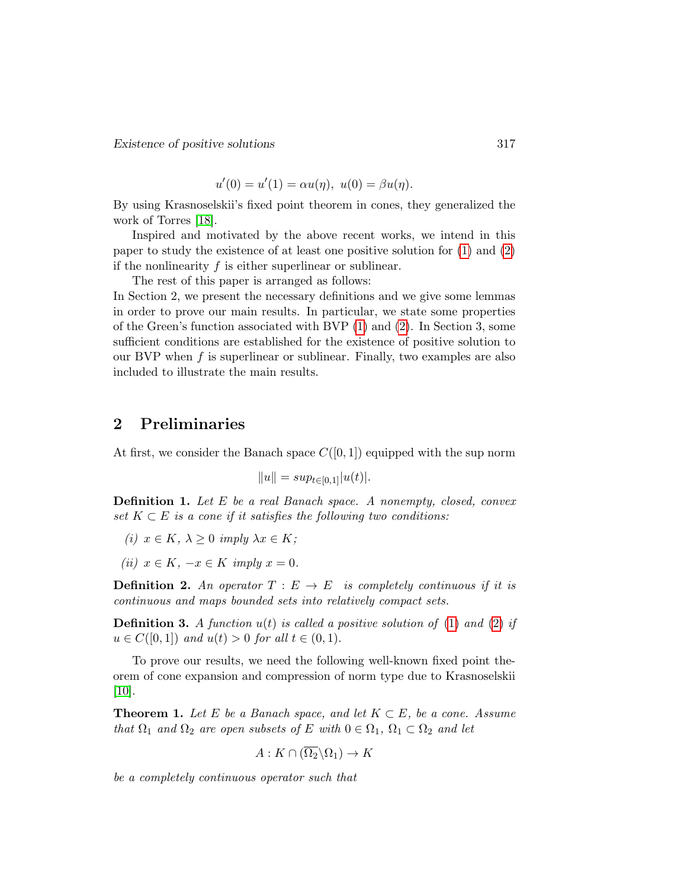$$u'(0) = u'(1) = \alpha u(\eta),\ u(0) = \beta u(\eta).$$

By using Krasnoselskii's fixed point theorem in cones, they generalized the work of Torres [18].

Inspired and motivated by the above recent works, we intend in this paper to study the existence of at least one positive solution for (1) and (2) if the nonlinearity $f$ is either superlinear or sublinear.

The rest of this paper is arranged as follows:
In Section 2, we present the necessary definitions and we give some lemmas in order to prove our main results. In particular, we state some properties of the Green's function associated with BVP (1) and (2). In Section 3, some sufficient conditions are established for the existence of positive solution to our BVP when $f$ is superlinear or sublinear. Finally, two examples are also included to illustrate the main results.

## 2 Preliminaries

At first, we consider the Banach space $C([0,1])$ equipped with the sup norm

$$\|u\| = sup_{t\in[0,1]}|u(t)|.$$

**Definition 1.** *Let $E$ be a real Banach space. A nonempty, closed, convex set $K \subset E$ is a cone if it satisfies the following two conditions:*

*(i) $x \in K$, $\lambda \geq 0$ imply $\lambda x \in K$;*

*(ii) $x \in K$, $-x \in K$ imply $x = 0$.*

**Definition 2.** *An operator $T : E \to E$ is completely continuous if it is continuous and maps bounded sets into relatively compact sets.*

**Definition 3.** *A function $u(t)$ is called a positive solution of (1) and (2) if $u \in C([0,1])$ and $u(t) > 0$ for all $t \in (0,1)$.*

To prove our results, we need the following well-known fixed point theorem of cone expansion and compression of norm type due to Krasnoselskii [10].

**Theorem 1.** *Let $E$ be a Banach space, and let $K \subset E$, be a cone. Assume that $\Omega_1$ and $\Omega_2$ are open subsets of $E$ with $0 \in \Omega_1$, $\Omega_1 \subset \Omega_2$ and let*

$$A : K \cap (\overline{\Omega_2} \backslash \Omega_1) \to K$$

*be a completely continuous operator such that*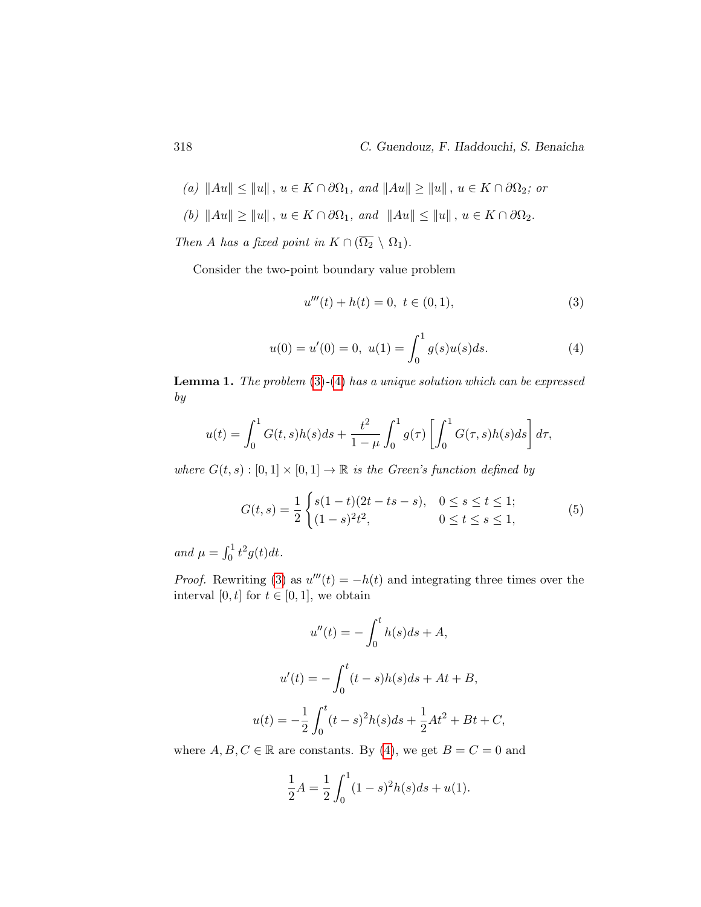*(a)* $\|Au\| \leq \|u\|$, $u \in K \cap \partial\Omega_1$, *and* $\|Au\| \geq \|u\|$, $u \in K \cap \partial\Omega_2$*; or*

*(b)* $\|Au\| \geq \|u\|$, $u \in K \cap \partial\Omega_1$, *and* $\|Au\| \leq \|u\|$, $u \in K \cap \partial\Omega_2$.

*Then $A$ has a fixed point in* $K \cap (\overline{\Omega_2} \setminus \Omega_1)$.

Consider the two-point boundary value problem

$$u'''(t) + h(t) = 0,\ t \in (0,1), \tag{3}$$

$$u(0) = u'(0) = 0,\ u(1) = \int_0^1 g(s)u(s)ds. \tag{4}$$

**Lemma 1.** *The problem (3)-(4) has a unique solution which can be expressed by*

$$u(t) = \int_0^1 G(t,s)h(s)ds + \frac{t^2}{1-\mu}\int_0^1 g(\tau)\left[\int_0^1 G(\tau,s)h(s)ds\right]d\tau,$$

*where $G(t,s) : [0,1]\times[0,1] \to \mathbb{R}$ is the Green's function defined by*

$$G(t,s) = \frac{1}{2}\begin{cases} s(1-t)(2t-ts-s), & 0 \leq s \leq t \leq 1; \\ (1-s)^2t^2, & 0 \leq t \leq s \leq 1, \end{cases} \tag{5}$$

*and* $\mu = \int_0^1 t^2 g(t)dt$.

*Proof.* Rewriting (3) as $u'''(t) = -h(t)$ and integrating three times over the interval $[0,t]$ for $t \in [0,1]$, we obtain

$$u''(t) = -\int_0^t h(s)ds + A,$$

$$u'(t) = -\int_0^t (t-s)h(s)ds + At + B,$$

$$u(t) = -\frac{1}{2}\int_0^t (t-s)^2 h(s)ds + \frac{1}{2}At^2 + Bt + C,$$

where $A, B, C \in \mathbb{R}$ are constants. By (4), we get $B = C = 0$ and

$$\frac{1}{2}A = \frac{1}{2}\int_0^1 (1-s)^2 h(s)ds + u(1).$$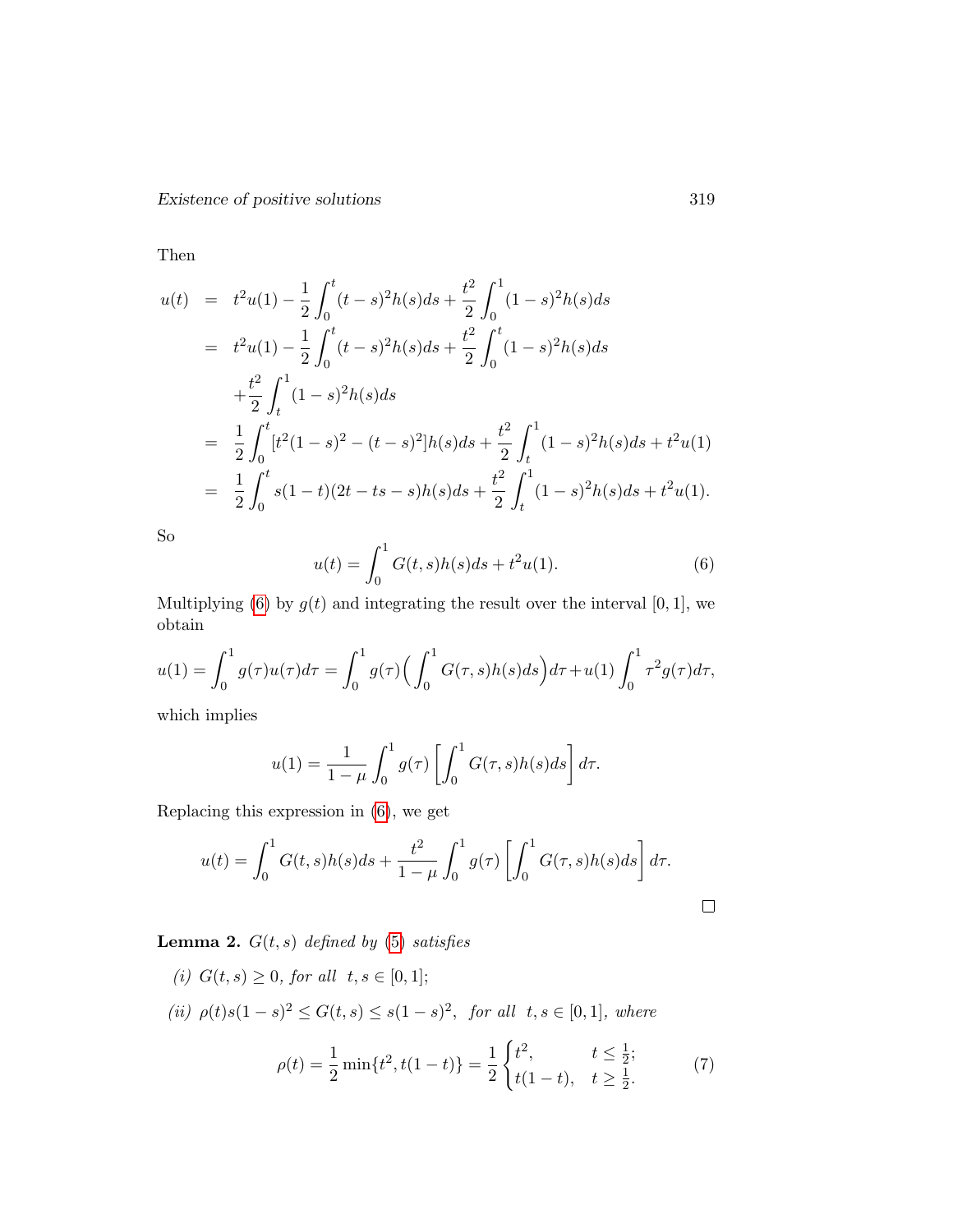Then

$$
\begin{aligned}
u(t) &= t^2u(1) - \frac{1}{2}\int_0^t (t-s)^2 h(s)ds + \frac{t^2}{2}\int_0^1 (1-s)^2 h(s)ds \\
&= t^2u(1) - \frac{1}{2}\int_0^t (t-s)^2 h(s)ds + \frac{t^2}{2}\int_0^t (1-s)^2 h(s)ds \\
&\quad + \frac{t^2}{2}\int_t^1 (1-s)^2 h(s)ds \\
&= \frac{1}{2}\int_0^t [t^2(1-s)^2 - (t-s)^2] h(s)ds + \frac{t^2}{2}\int_t^1 (1-s)^2 h(s)ds + t^2u(1) \\
&= \frac{1}{2}\int_0^t s(1-t)(2t-ts-s)h(s)ds + \frac{t^2}{2}\int_t^1 (1-s)^2 h(s)ds + t^2u(1).
\end{aligned}
$$

So

$$
u(t) = \int_0^1 G(t,s)h(s)ds + t^2u(1). \tag{6}
$$

Multiplying (6) by $g(t)$ and integrating the result over the interval $[0,1]$, we obtain

$$
u(1) = \int_0^1 g(\tau)u(\tau)d\tau = \int_0^1 g(\tau)\Big(\int_0^1 G(\tau,s)h(s)ds\Big)d\tau + u(1)\int_0^1 \tau^2 g(\tau)d\tau,
$$

which implies

$$
u(1) = \frac{1}{1-\mu}\int_0^1 g(\tau)\left[\int_0^1 G(\tau,s)h(s)ds\right]d\tau.
$$

Replacing this expression in (6), we get

$$
u(t) = \int_0^1 G(t,s)h(s)ds + \frac{t^2}{1-\mu}\int_0^1 g(\tau)\left[\int_0^1 G(\tau,s)h(s)ds\right]d\tau.
$$

□

**Lemma 2.** *$G(t,s)$ defined by (5) satisfies*

*(i) $G(t,s) \geq 0$, for all $t,s \in [0,1]$;*

*(ii) $\rho(t)s(1-s)^2 \leq G(t,s) \leq s(1-s)^2$, for all $t,s \in [0,1]$, where*

$$
\rho(t) = \frac{1}{2}\min\{t^2, t(1-t)\} = \frac{1}{2}\begin{cases} t^2, & t \leq \frac{1}{2}; \\ t(1-t), & t \geq \frac{1}{2}. \end{cases} \tag{7}
$$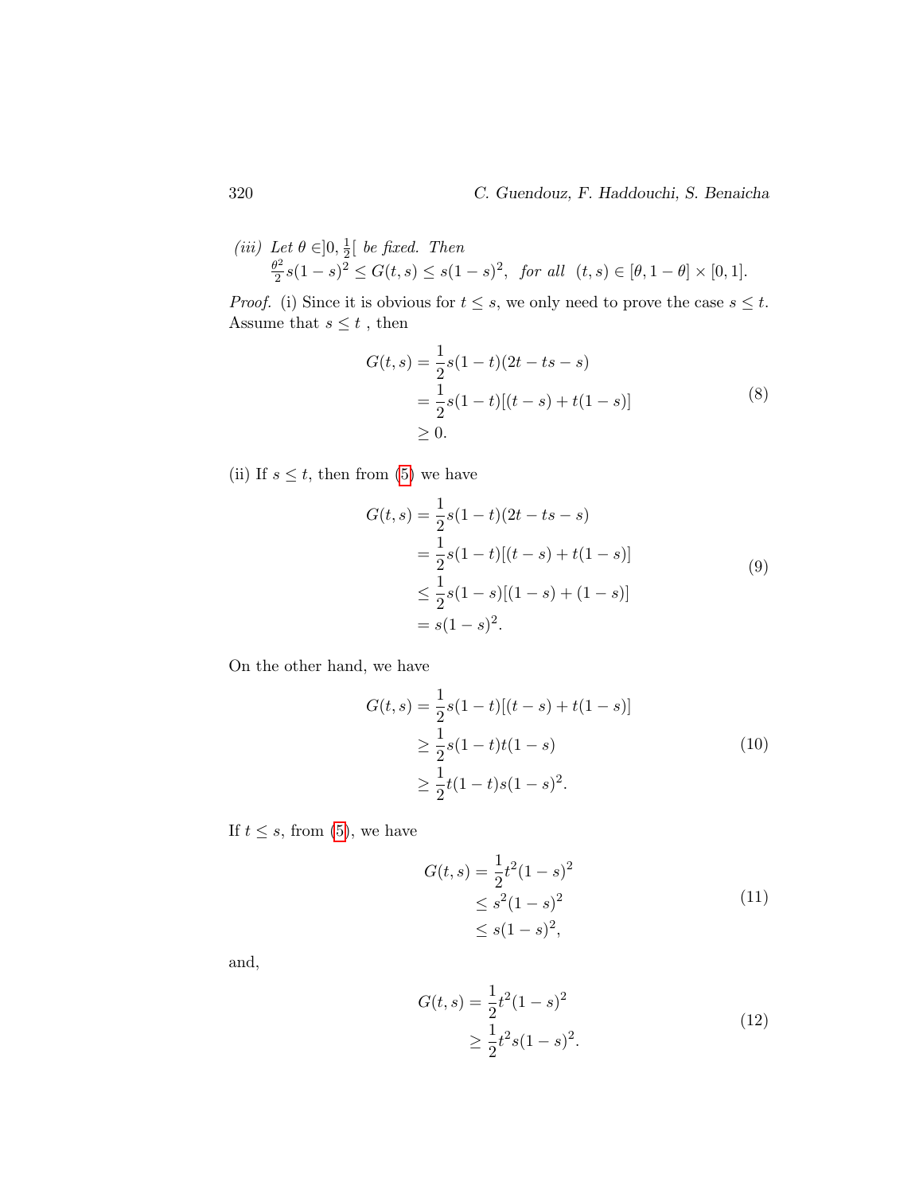*(iii) Let $\theta \in ]0, \frac{1}{2}[$ be fixed. Then*
$\frac{\theta^2}{2} s(1-s)^2 \leq G(t,s) \leq s(1-s)^2,$ *for all* $(t,s) \in [\theta, 1-\theta] \times [0,1].$

*Proof.* (i) Since it is obvious for $t \leq s$, we only need to prove the case $s \leq t$. Assume that $s \leq t$ , then

$$
\begin{aligned}
G(t,s) &= \frac{1}{2} s(1-t)(2t - ts - s) \\
&= \frac{1}{2} s(1-t)[(t-s) + t(1-s)] \\
&\geq 0.
\end{aligned}
\tag{8}
$$

(ii) If $s \leq t$, then from (5) we have

$$
\begin{aligned}
G(t,s) &= \frac{1}{2} s(1-t)(2t - ts - s) \\
&= \frac{1}{2} s(1-t)[(t-s) + t(1-s)] \\
&\leq \frac{1}{2} s(1-s)[(1-s) + (1-s)] \\
&= s(1-s)^2.
\end{aligned}
\tag{9}
$$

On the other hand, we have

$$
\begin{aligned}
G(t,s) &= \frac{1}{2} s(1-t)[(t-s) + t(1-s)] \\
&\geq \frac{1}{2} s(1-t)t(1-s) \\
&\geq \frac{1}{2} t(1-t)s(1-s)^2.
\end{aligned}
\tag{10}
$$

If $t \leq s$, from (5), we have

$$
\begin{aligned}
G(t,s) &= \frac{1}{2} t^2 (1-s)^2 \\
&\leq s^2 (1-s)^2 \\
&\leq s(1-s)^2,
\end{aligned}
\tag{11}
$$

and,

$$
\begin{aligned}
G(t,s) &= \frac{1}{2} t^2 (1-s)^2 \\
&\geq \frac{1}{2} t^2 s(1-s)^2.
\end{aligned}
\tag{12}
$$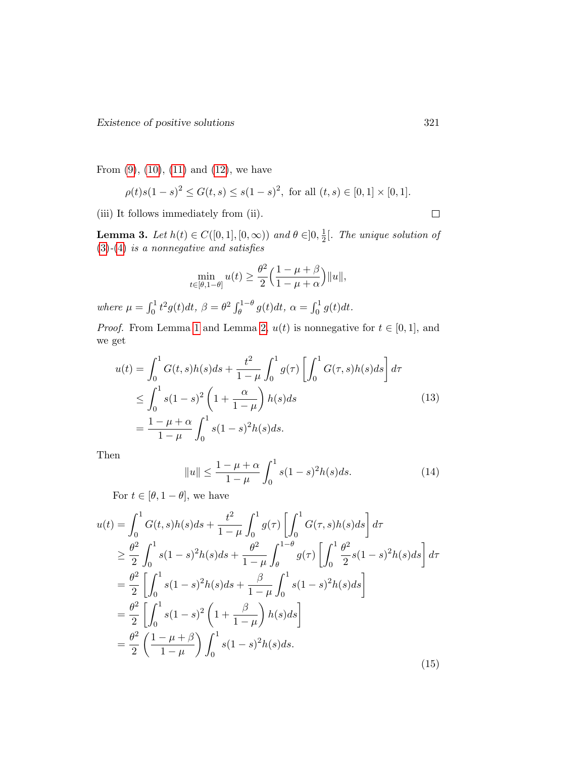From (9), (10), (11) and (12), we have

$$\rho(t)s(1-s)^2 \leq G(t,s) \leq s(1-s)^2, \text{ for all } (t,s) \in [0,1] \times [0,1].$$

(iii) It follows immediately from (ii). □

**Lemma 3.** *Let $h(t) \in C([0,1],[0,\infty))$ and $\theta \in ]0, \frac{1}{2}[$. The unique solution of (3)-(4) is a nonnegative and satisfies*

$$\min_{t\in[\theta,1-\theta]} u(t) \geq \frac{\theta^2}{2}\Big(\frac{1-\mu+\beta}{1-\mu+\alpha}\Big)\|u\|,$$

*where $\mu = \int_0^1 t^2 g(t)dt$, $\beta = \theta^2 \int_\theta^{1-\theta} g(t)dt$, $\alpha = \int_0^1 g(t)dt$.*

*Proof.* From Lemma 1 and Lemma 2, $u(t)$ is nonnegative for $t \in [0,1]$, and we get

$$\begin{aligned}
u(t) &= \int_0^1 G(t,s)h(s)ds + \frac{t^2}{1-\mu}\int_0^1 g(\tau)\left[\int_0^1 G(\tau,s)h(s)ds\right]d\tau \\
&\leq \int_0^1 s(1-s)^2\left(1+\frac{\alpha}{1-\mu}\right)h(s)ds \\
&= \frac{1-\mu+\alpha}{1-\mu}\int_0^1 s(1-s)^2 h(s)ds.
\end{aligned} \tag{13}$$

Then

$$\|u\| \leq \frac{1-\mu+\alpha}{1-\mu}\int_0^1 s(1-s)^2 h(s)ds. \tag{14}$$

For $t \in [\theta, 1-\theta]$, we have

$$\begin{aligned}
u(t) &= \int_0^1 G(t,s)h(s)ds + \frac{t^2}{1-\mu}\int_0^1 g(\tau)\left[\int_0^1 G(\tau,s)h(s)ds\right]d\tau \\
&\geq \frac{\theta^2}{2}\int_0^1 s(1-s)^2 h(s)ds + \frac{\theta^2}{1-\mu}\int_\theta^{1-\theta} g(\tau)\left[\int_0^1 \frac{\theta^2}{2}s(1-s)^2 h(s)ds\right]d\tau \\
&= \frac{\theta^2}{2}\left[\int_0^1 s(1-s)^2 h(s)ds + \frac{\beta}{1-\mu}\int_0^1 s(1-s)^2 h(s)ds\right] \\
&= \frac{\theta^2}{2}\left[\int_0^1 s(1-s)^2\left(1+\frac{\beta}{1-\mu}\right)h(s)ds\right] \\
&= \frac{\theta^2}{2}\left(\frac{1-\mu+\beta}{1-\mu}\right)\int_0^1 s(1-s)^2 h(s)ds.
\end{aligned} \tag{15}$$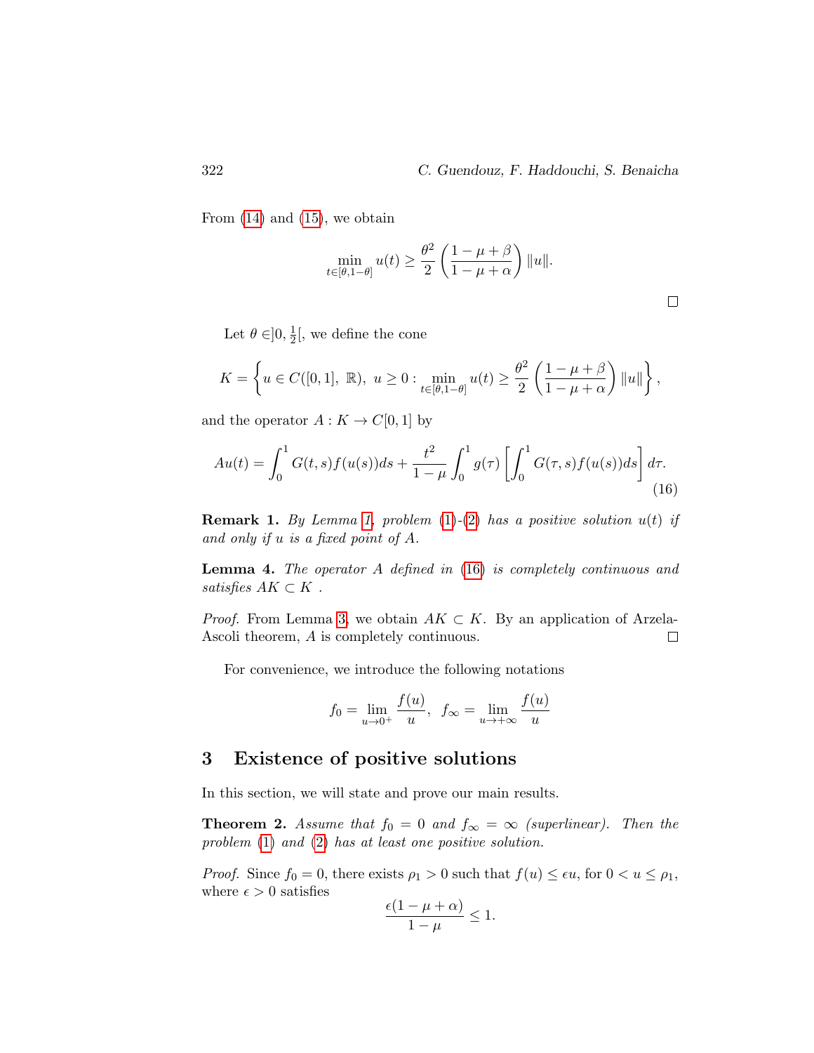From (14) and (15), we obtain

$$\min_{t\in[\theta,1-\theta]} u(t) \geq \frac{\theta^2}{2}\left(\frac{1-\mu+\beta}{1-\mu+\alpha}\right)\|u\|.$$

□

Let $\theta \in ]0, \frac{1}{2}[$, we define the cone

$$K = \left\{ u \in C([0,1],\ \mathbb{R}),\ u \geq 0 : \min_{t\in[\theta,1-\theta]} u(t) \geq \frac{\theta^2}{2}\left(\frac{1-\mu+\beta}{1-\mu+\alpha}\right)\|u\| \right\},$$

and the operator $A : K \to C[0,1]$ by

$$Au(t) = \int_0^1 G(t,s)f(u(s))ds + \frac{t^2}{1-\mu}\int_0^1 g(\tau)\left[\int_0^1 G(\tau,s)f(u(s))ds\right]d\tau. \tag{16}$$

**Remark 1.** *By Lemma 1, problem (1)-(2) has a positive solution $u(t)$ if and only if $u$ is a fixed point of $A$.*

**Lemma 4.** *The operator $A$ defined in (16) is completely continuous and satisfies $AK \subset K$ .*

*Proof.* From Lemma 3, we obtain $AK \subset K$. By an application of Arzela-Ascoli theorem, $A$ is completely continuous. □

For convenience, we introduce the following notations

$$f_0 = \lim_{u\to 0^+} \frac{f(u)}{u},\ \ f_\infty = \lim_{u\to +\infty} \frac{f(u)}{u}$$

## 3 Existence of positive solutions

In this section, we will state and prove our main results.

**Theorem 2.** *Assume that $f_0 = 0$ and $f_\infty = \infty$ (superlinear). Then the problem (1) and (2) has at least one positive solution.*

*Proof.* Since $f_0 = 0$, there exists $\rho_1 > 0$ such that $f(u) \leq \epsilon u$, for $0 < u \leq \rho_1$, where $\epsilon > 0$ satisfies

$$\frac{\epsilon(1-\mu+\alpha)}{1-\mu} \leq 1.$$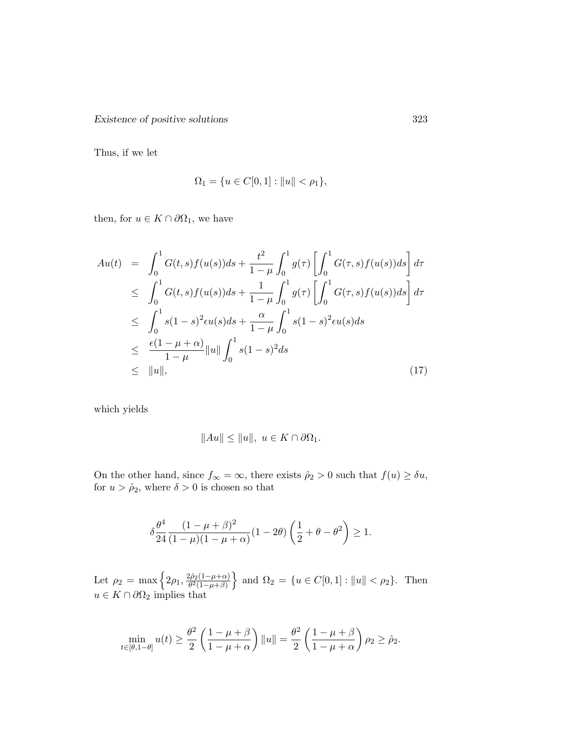Thus, if we let

$$\Omega_1 = \{u \in C[0,1] : \|u\| < \rho_1\},$$

then, for $u \in K \cap \partial\Omega_1$, we have

$$\begin{aligned}
Au(t) &= \int_0^1 G(t,s)f(u(s))ds + \frac{t^2}{1-\mu}\int_0^1 g(\tau)\left[\int_0^1 G(\tau,s)f(u(s))ds\right]d\tau \\
&\leq \int_0^1 G(t,s)f(u(s))ds + \frac{1}{1-\mu}\int_0^1 g(\tau)\left[\int_0^1 G(\tau,s)f(u(s))ds\right]d\tau \\
&\leq \int_0^1 s(1-s)^2\epsilon u(s)ds + \frac{\alpha}{1-\mu}\int_0^1 s(1-s)^2\epsilon u(s)ds \\
&\leq \frac{\epsilon(1-\mu+\alpha)}{1-\mu}\|u\|\int_0^1 s(1-s)^2 ds \\
&\leq \|u\|, \qquad (17)
\end{aligned}$$

which yields

$$\|Au\| \leq \|u\|, \ u \in K \cap \partial\Omega_1.$$

On the other hand, since $f_\infty = \infty$, there exists $\hat{\rho}_2 > 0$ such that $f(u) \geq \delta u$, for $u > \hat{\rho}_2$, where $\delta > 0$ is chosen so that

$$\delta\frac{\theta^4}{24}\frac{(1-\mu+\beta)^2}{(1-\mu)(1-\mu+\alpha)}(1-2\theta)\left(\frac{1}{2}+\theta-\theta^2\right) \geq 1.$$

Let $\rho_2 = \max\left\{2\rho_1, \frac{2\hat{\rho}_2(1-\mu+\alpha)}{\theta^2(1-\mu+\beta)}\right\}$ and $\Omega_2 = \{u \in C[0,1] : \|u\| < \rho_2\}$. Then $u \in K \cap \partial\Omega_2$ implies that

$$\min_{t\in[\theta,1-\theta]} u(t) \geq \frac{\theta^2}{2}\left(\frac{1-\mu+\beta}{1-\mu+\alpha}\right)\|u\| = \frac{\theta^2}{2}\left(\frac{1-\mu+\beta}{1-\mu+\alpha}\right)\rho_2 \geq \hat{\rho}_2.$$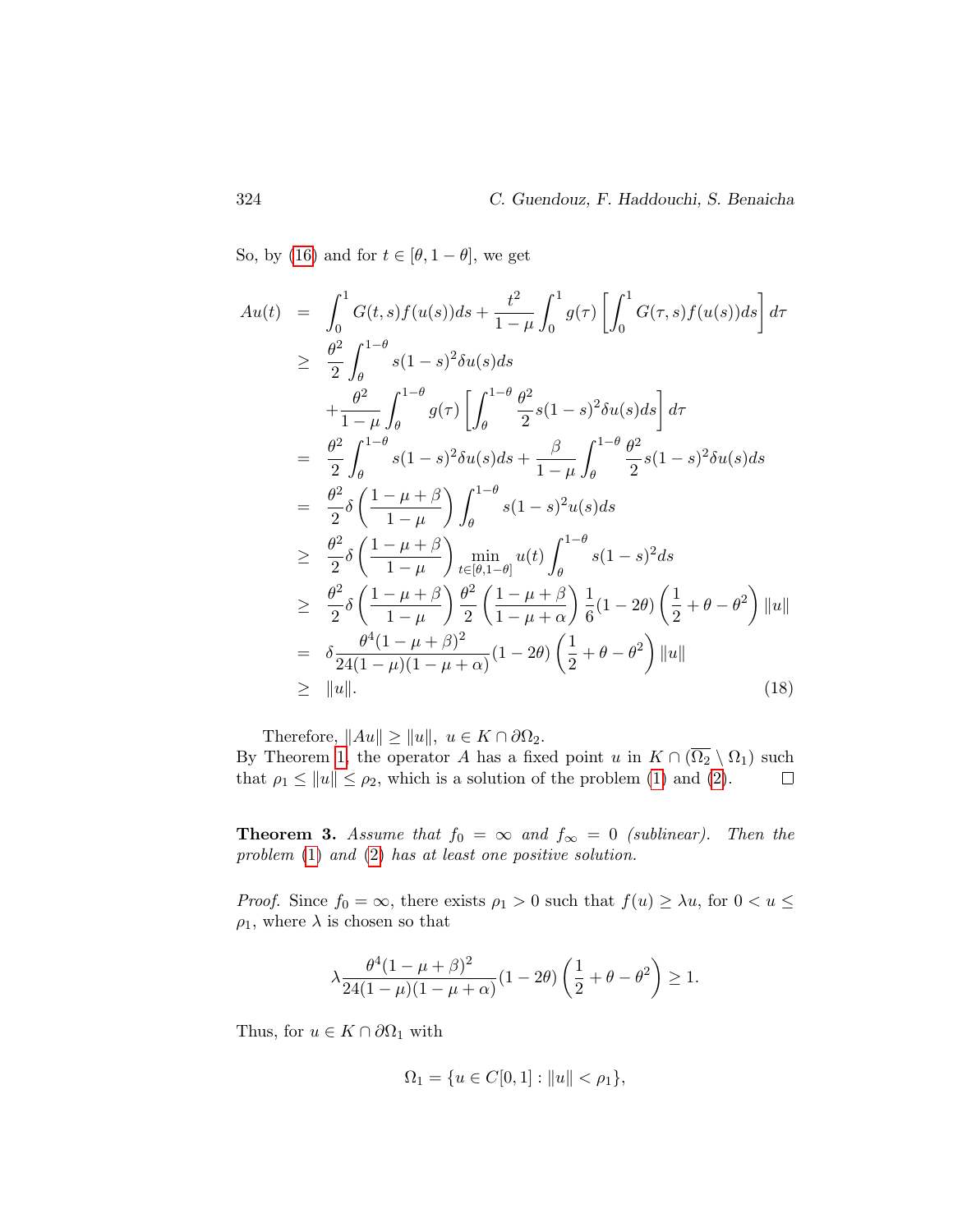So, by (16) and for $t \in [\theta, 1-\theta]$, we get

$$
\begin{aligned}
Au(t) &= \int_0^1 G(t,s)f(u(s))ds + \frac{t^2}{1-\mu}\int_0^1 g(\tau)\left[\int_0^1 G(\tau,s)f(u(s))ds\right]d\tau \\
&\geq \frac{\theta^2}{2}\int_\theta^{1-\theta} s(1-s)^2\delta u(s)ds \\
&\quad + \frac{\theta^2}{1-\mu}\int_\theta^{1-\theta} g(\tau)\left[\int_\theta^{1-\theta}\frac{\theta^2}{2}s(1-s)^2\delta u(s)ds\right]d\tau \\
&= \frac{\theta^2}{2}\int_\theta^{1-\theta} s(1-s)^2\delta u(s)ds + \frac{\beta}{1-\mu}\int_\theta^{1-\theta}\frac{\theta^2}{2}s(1-s)^2\delta u(s)ds \\
&= \frac{\theta^2}{2}\delta\left(\frac{1-\mu+\beta}{1-\mu}\right)\int_\theta^{1-\theta} s(1-s)^2 u(s)ds \\
&\geq \frac{\theta^2}{2}\delta\left(\frac{1-\mu+\beta}{1-\mu}\right)\min_{t\in[\theta,1-\theta]} u(t)\int_\theta^{1-\theta} s(1-s)^2 ds \\
&\geq \frac{\theta^2}{2}\delta\left(\frac{1-\mu+\beta}{1-\mu}\right)\frac{\theta^2}{2}\left(\frac{1-\mu+\beta}{1-\mu+\alpha}\right)\frac{1}{6}(1-2\theta)\left(\frac{1}{2}+\theta-\theta^2\right)\|u\| \\
&= \delta\frac{\theta^4(1-\mu+\beta)^2}{24(1-\mu)(1-\mu+\alpha)}(1-2\theta)\left(\frac{1}{2}+\theta-\theta^2\right)\|u\| \\
&\geq \|u\|. \qquad\qquad (18)
\end{aligned}
$$

Therefore, $\|Au\| \geq \|u\|,\ u \in K \cap \partial\Omega_2$.
By Theorem 1, the operator $A$ has a fixed point $u$ in $K \cap (\overline{\Omega_2} \setminus \Omega_1)$ such that $\rho_1 \leq \|u\| \leq \rho_2$, which is a solution of the problem (1) and (2). $\square$

**Theorem 3.** *Assume that $f_0 = \infty$ and $f_\infty = 0$ (sublinear). Then the problem (1) and (2) has at least one positive solution.*

*Proof.* Since $f_0 = \infty$, there exists $\rho_1 > 0$ such that $f(u) \geq \lambda u$, for $0 < u \leq \rho_1$, where $\lambda$ is chosen so that

$$
\lambda\frac{\theta^4(1-\mu+\beta)^2}{24(1-\mu)(1-\mu+\alpha)}(1-2\theta)\left(\frac{1}{2}+\theta-\theta^2\right) \geq 1.
$$

Thus, for $u \in K \cap \partial\Omega_1$ with

$$
\Omega_1 = \{u \in C[0,1] : \|u\| < \rho_1\},
$$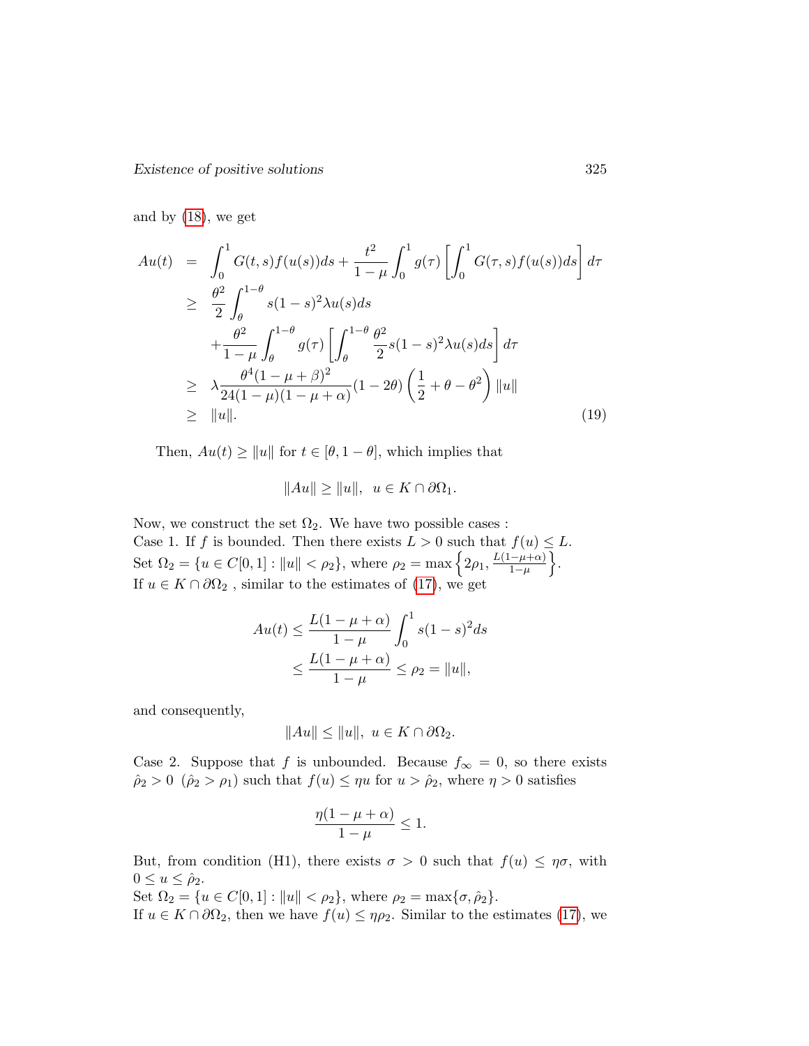and by (18), we get

$$
\begin{aligned}
Au(t) &= \int_0^1 G(t,s)f(u(s))ds + \frac{t^2}{1-\mu}\int_0^1 g(\tau)\left[\int_0^1 G(\tau,s)f(u(s))ds\right]d\tau \\
&\geq \frac{\theta^2}{2}\int_\theta^{1-\theta} s(1-s)^2\lambda u(s)ds \\
&\quad + \frac{\theta^2}{1-\mu}\int_\theta^{1-\theta} g(\tau)\left[\int_\theta^{1-\theta}\frac{\theta^2}{2}s(1-s)^2\lambda u(s)ds\right]d\tau \\
&\geq \lambda\frac{\theta^4(1-\mu+\beta)^2}{24(1-\mu)(1-\mu+\alpha)}(1-2\theta)\left(\frac{1}{2}+\theta-\theta^2\right)\|u\| \\
&\geq \|u\|. \qquad (19)
\end{aligned}
$$

Then, $Au(t) \geq \|u\|$ for $t \in [\theta, 1-\theta]$, which implies that

$$\|Au\| \geq \|u\|, \ \ u \in K \cap \partial\Omega_1.$$

Now, we construct the set $\Omega_2$. We have two possible cases :
Case 1. If $f$ is bounded. Then there exists $L > 0$ such that $f(u) \leq L$.
Set $\Omega_2 = \{u \in C[0,1] : \|u\| < \rho_2\}$, where $\rho_2 = \max\left\{2\rho_1, \frac{L(1-\mu+\alpha)}{1-\mu}\right\}$.
If $u \in K \cap \partial\Omega_2$ , similar to the estimates of (17), we get

$$
\begin{aligned}
Au(t) &\leq \frac{L(1-\mu+\alpha)}{1-\mu}\int_0^1 s(1-s)^2 ds \\
&\leq \frac{L(1-\mu+\alpha)}{1-\mu} \leq \rho_2 = \|u\|,
\end{aligned}
$$

and consequently,

$$\|Au\| \leq \|u\|, \ u \in K \cap \partial\Omega_2.$$

Case 2. Suppose that $f$ is unbounded. Because $f_\infty = 0$, so there exists $\hat{\rho}_2 > 0$ ($\hat{\rho}_2 > \rho_1$) such that $f(u) \leq \eta u$ for $u > \hat{\rho}_2$, where $\eta > 0$ satisfies

$$\frac{\eta(1-\mu+\alpha)}{1-\mu} \leq 1.$$

But, from condition (H1), there exists $\sigma > 0$ such that $f(u) \leq \eta\sigma$, with $0 \leq u \leq \hat{\rho}_2$.
Set $\Omega_2 = \{u \in C[0,1] : \|u\| < \rho_2\}$, where $\rho_2 = \max\{\sigma, \hat{\rho}_2\}$.
If $u \in K \cap \partial\Omega_2$, then we have $f(u) \leq \eta\rho_2$. Similar to the estimates (17), we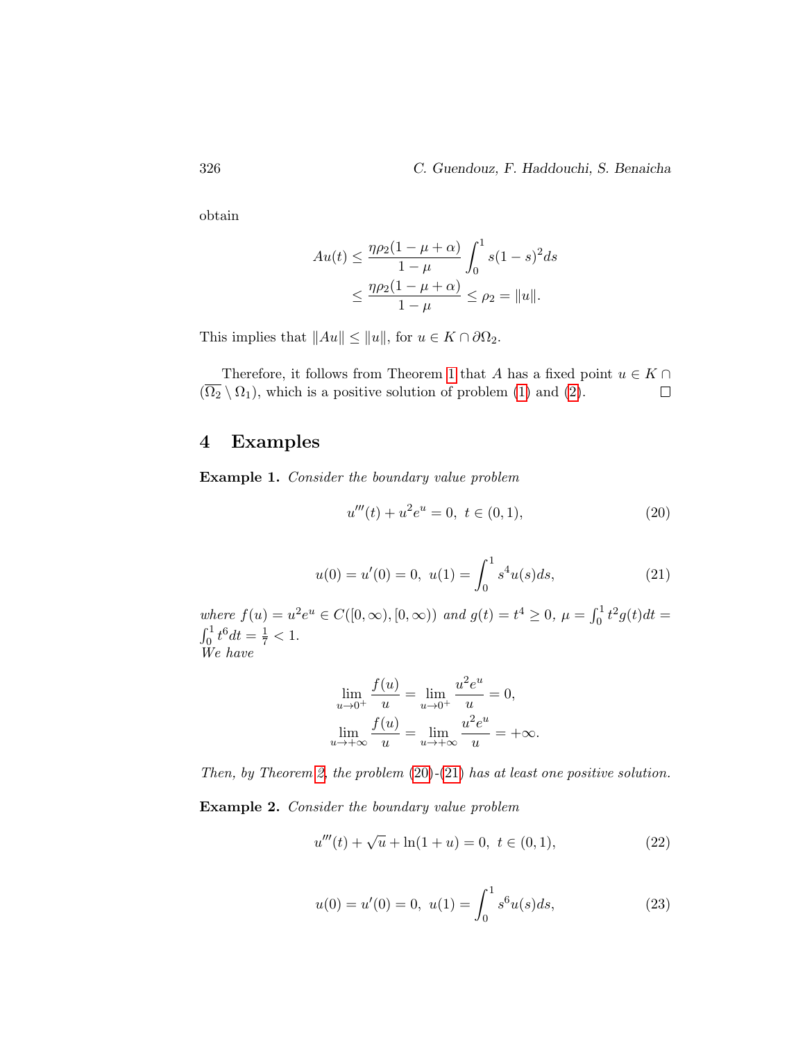obtain

$$
\begin{aligned}
Au(t) &\leq \frac{\eta\rho_2(1-\mu+\alpha)}{1-\mu}\int_0^1 s(1-s)^2 ds \\
&\leq \frac{\eta\rho_2(1-\mu+\alpha)}{1-\mu} \leq \rho_2 = \|u\|.
\end{aligned}
$$

This implies that $\|Au\| \leq \|u\|$, for $u \in K \cap \partial\Omega_2$.

Therefore, it follows from Theorem 1 that $A$ has a fixed point $u \in K \cap (\overline{\Omega_2} \setminus \Omega_1)$, which is a positive solution of problem (1) and (2). $\square$

## 4 Examples

**Example 1.** *Consider the boundary value problem*

$$
u'''(t) + u^2 e^u = 0, \; t \in (0,1), \tag{20}
$$

$$
u(0) = u'(0) = 0, \; u(1) = \int_0^1 s^4 u(s) ds, \tag{21}
$$

*where* $f(u) = u^2 e^u \in C([0,\infty),[0,\infty))$ *and* $g(t) = t^4 \geq 0$, $\mu = \int_0^1 t^2 g(t) dt = \int_0^1 t^6 dt = \frac{1}{7} < 1$.
*We have*

$$
\begin{aligned}
\lim_{u\to 0^+} \frac{f(u)}{u} &= \lim_{u\to 0^+} \frac{u^2 e^u}{u} = 0, \\
\lim_{u\to +\infty} \frac{f(u)}{u} &= \lim_{u\to +\infty} \frac{u^2 e^u}{u} = +\infty.
\end{aligned}
$$

*Then, by Theorem 2, the problem (20)-(21) has at least one positive solution.*

**Example 2.** *Consider the boundary value problem*

$$
u'''(t) + \sqrt{u} + \ln(1+u) = 0, \; t \in (0,1), \tag{22}
$$

$$
u(0) = u'(0) = 0, \; u(1) = \int_0^1 s^6 u(s) ds, \tag{23}
$$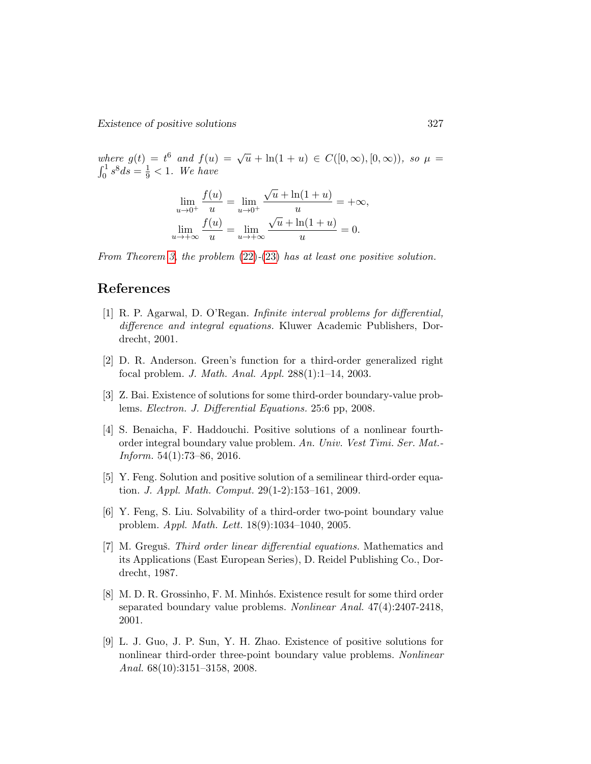*where* $g(t) = t^6$ *and* $f(u) = \sqrt{u} + \ln(1+u) \in C([0,\infty),[0,\infty))$*, so* $\mu = \int_0^1 s^8 ds = \frac{1}{9} < 1$*. We have*

$$\lim_{u \to 0^+} \frac{f(u)}{u} = \lim_{u \to 0^+} \frac{\sqrt{u} + \ln(1+u)}{u} = +\infty,$$
$$\lim_{u \to +\infty} \frac{f(u)}{u} = \lim_{u \to +\infty} \frac{\sqrt{u} + \ln(1+u)}{u} = 0.$$

*From Theorem 3, the problem (22)-(23) has at least one positive solution.*

## References

[1] R. P. Agarwal, D. O'Regan. *Infinite interval problems for differential, difference and integral equations.* Kluwer Academic Publishers, Dordrecht, 2001.

[2] D. R. Anderson. Green's function for a third-order generalized right focal problem. *J. Math. Anal. Appl.* 288(1):1–14, 2003.

[3] Z. Bai. Existence of solutions for some third-order boundary-value problems. *Electron. J. Differential Equations.* 25:6 pp, 2008.

[4] S. Benaicha, F. Haddouchi. Positive solutions of a nonlinear fourth-order integral boundary value problem. *An. Univ. Vest Timi. Ser. Mat.-Inform.* 54(1):73–86, 2016.

[5] Y. Feng. Solution and positive solution of a semilinear third-order equation. *J. Appl. Math. Comput.* 29(1-2):153–161, 2009.

[6] Y. Feng, S. Liu. Solvability of a third-order two-point boundary value problem. *Appl. Math. Lett.* 18(9):1034–1040, 2005.

[7] M. Greguš. *Third order linear differential equations.* Mathematics and its Applications (East European Series), D. Reidel Publishing Co., Dordrecht, 1987.

[8] M. D. R. Grossinho, F. M. Minhós. Existence result for some third order separated boundary value problems. *Nonlinear Anal.* 47(4):2407-2418, 2001.

[9] L. J. Guo, J. P. Sun, Y. H. Zhao. Existence of positive solutions for nonlinear third-order three-point boundary value problems. *Nonlinear Anal.* 68(10):3151–3158, 2008.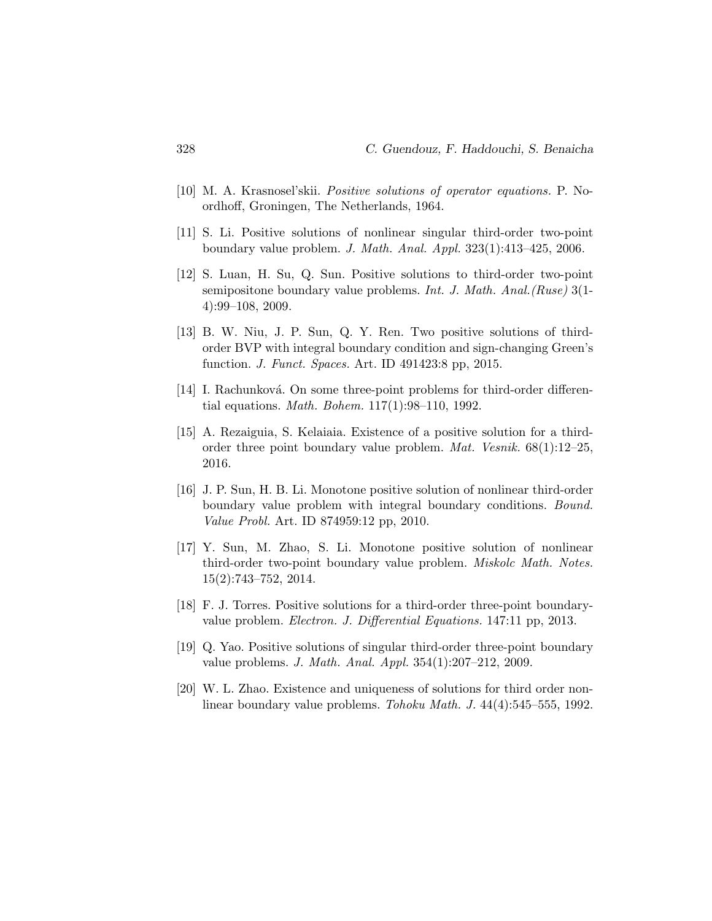[10] M. A. Krasnosel'skii. *Positive solutions of operator equations.* P. Noordhoff, Groningen, The Netherlands, 1964.

[11] S. Li. Positive solutions of nonlinear singular third-order two-point boundary value problem. *J. Math. Anal. Appl.* 323(1):413–425, 2006.

[12] S. Luan, H. Su, Q. Sun. Positive solutions to third-order two-point semipositone boundary value problems. *Int. J. Math. Anal.(Ruse)* 3(1-4):99–108, 2009.

[13] B. W. Niu, J. P. Sun, Q. Y. Ren. Two positive solutions of third-order BVP with integral boundary condition and sign-changing Green's function. *J. Funct. Spaces.* Art. ID 491423:8 pp, 2015.

[14] I. Rachunková. On some three-point problems for third-order differential equations. *Math. Bohem.* 117(1):98–110, 1992.

[15] A. Rezaiguia, S. Kelaiaia. Existence of a positive solution for a third-order three point boundary value problem. *Mat. Vesnik.* 68(1):12–25, 2016.

[16] J. P. Sun, H. B. Li. Monotone positive solution of nonlinear third-order boundary value problem with integral boundary conditions. *Bound. Value Probl.* Art. ID 874959:12 pp, 2010.

[17] Y. Sun, M. Zhao, S. Li. Monotone positive solution of nonlinear third-order two-point boundary value problem. *Miskolc Math. Notes.* 15(2):743–752, 2014.

[18] F. J. Torres. Positive solutions for a third-order three-point boundary-value problem. *Electron. J. Differential Equations.* 147:11 pp, 2013.

[19] Q. Yao. Positive solutions of singular third-order three-point boundary value problems. *J. Math. Anal. Appl.* 354(1):207–212, 2009.

[20] W. L. Zhao. Existence and uniqueness of solutions for third order nonlinear boundary value problems. *Tohoku Math. J.* 44(4):545–555, 1992.